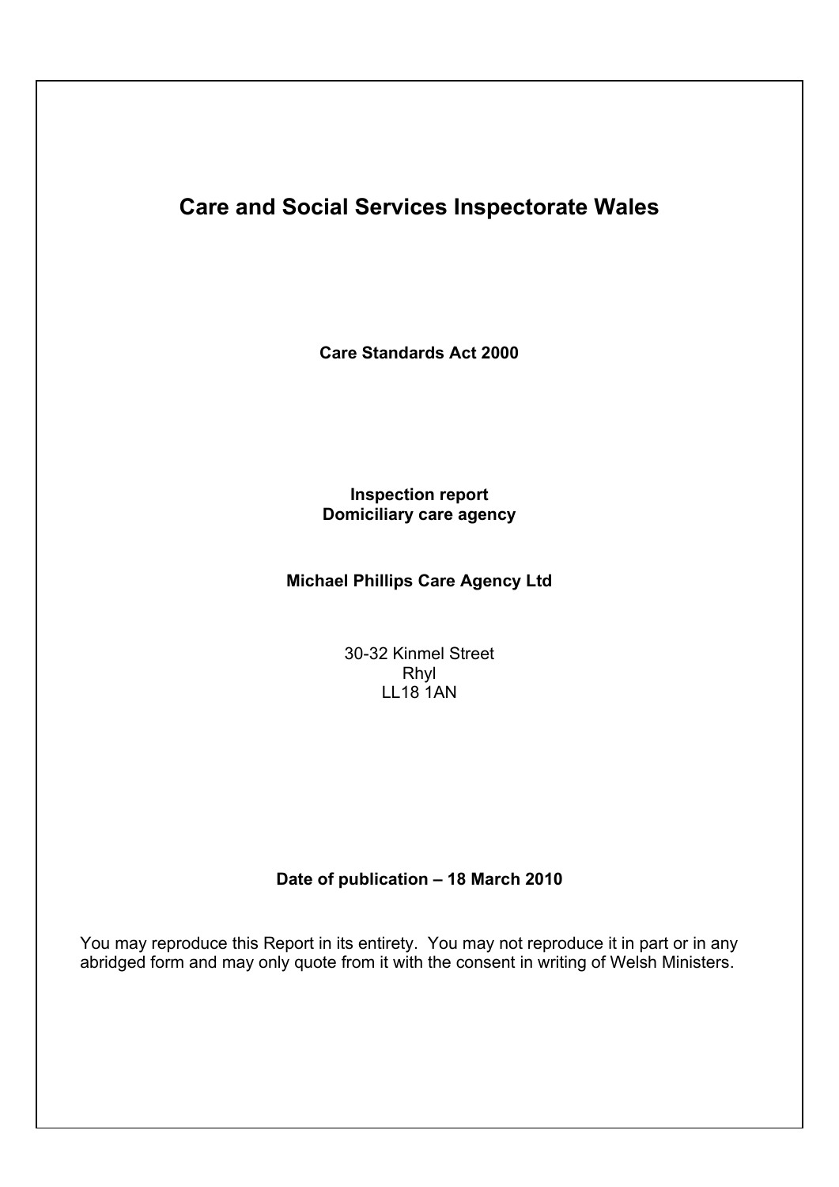# Care and Social Services Inspectorate Wales

**Care Standards Act 2000**

**Inspection report**
**Domiciliary care agency**

**Michael Phillips Care Agency Ltd**

30-32 Kinmel Street
Rhyl
LL18 1AN

**Date of publication – 18 March 2010**

You may reproduce this Report in its entirety. You may not reproduce it in part or in any abridged form and may only quote from it with the consent in writing of Welsh Ministers.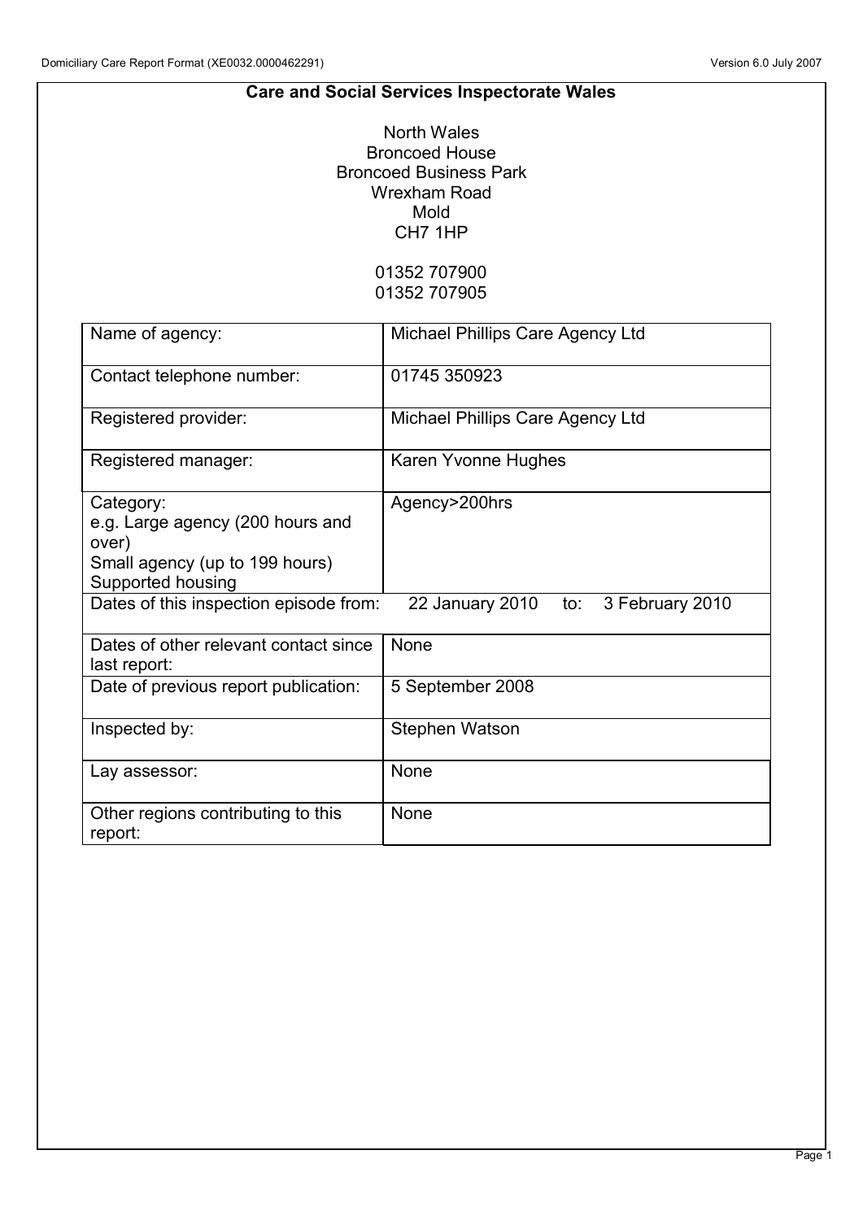**Care and Social Services Inspectorate Wales**

North Wales
Broncoed House
Broncoed Business Park
Wrexham Road
Mold
CH7 1HP

01352 707900
01352 707905

| | |
|---|---|
| Name of agency: | Michael Phillips Care Agency Ltd |
| Contact telephone number: | 01745 350923 |
| Registered provider: | Michael Phillips Care Agency Ltd |
| Registered manager: | Karen Yvonne Hughes |
| Category:<br>e.g. Large agency (200 hours and over)<br>Small agency (up to 199 hours)<br>Supported housing | Agency>200hrs |
| Dates of this inspection episode from: | 22 January 2010 to: 3 February 2010 |
| Dates of other relevant contact since last report: | None |
| Date of previous report publication: | 5 September 2008 |
| Inspected by: | Stephen Watson |
| Lay assessor: | None |
| Other regions contributing to this report: | None |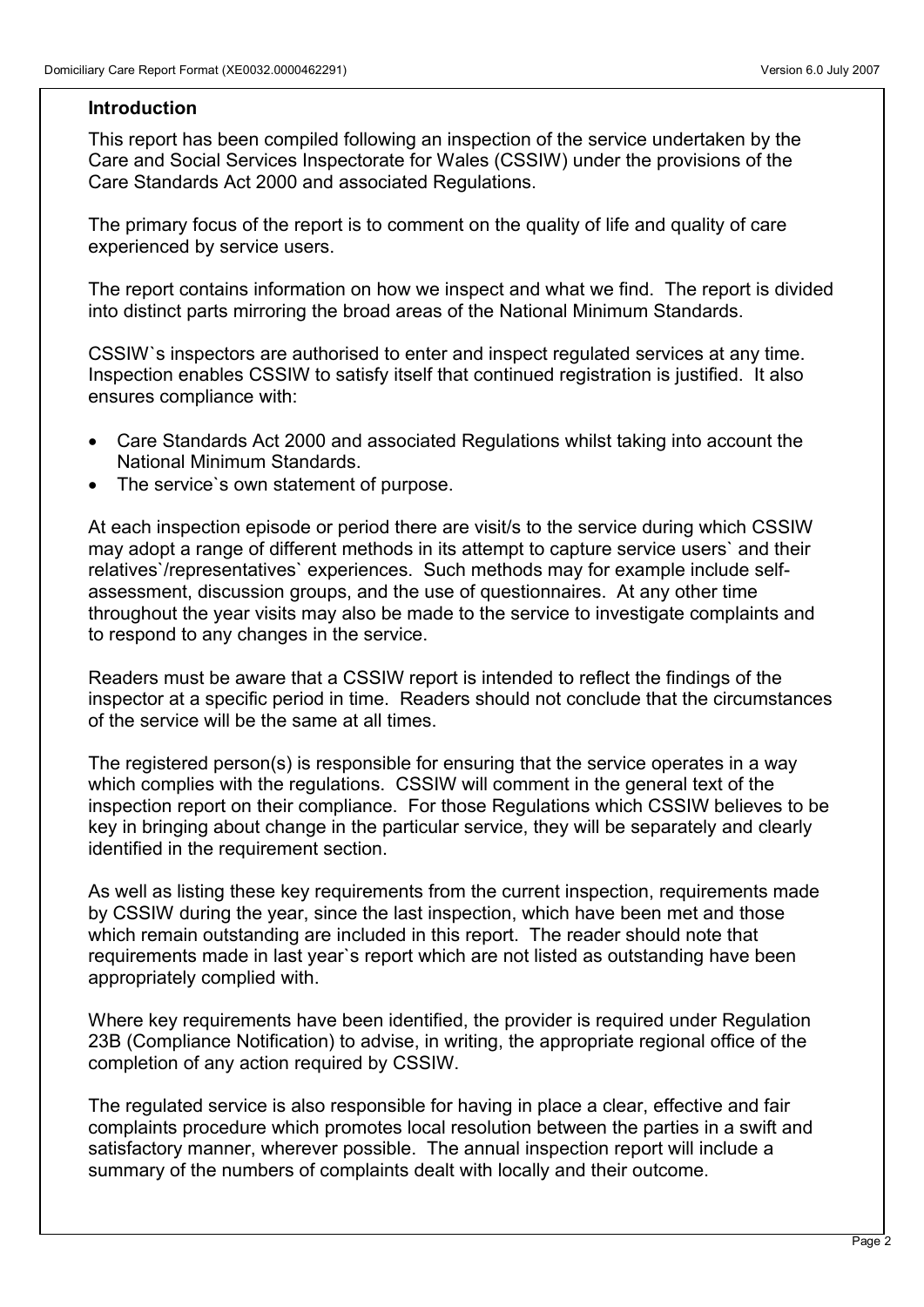## Introduction

This report has been compiled following an inspection of the service undertaken by the Care and Social Services Inspectorate for Wales (CSSIW) under the provisions of the Care Standards Act 2000 and associated Regulations.

The primary focus of the report is to comment on the quality of life and quality of care experienced by service users.

The report contains information on how we inspect and what we find. The report is divided into distinct parts mirroring the broad areas of the National Minimum Standards.

CSSIW`s inspectors are authorised to enter and inspect regulated services at any time. Inspection enables CSSIW to satisfy itself that continued registration is justified. It also ensures compliance with:

- Care Standards Act 2000 and associated Regulations whilst taking into account the National Minimum Standards.
- The service`s own statement of purpose.

At each inspection episode or period there are visit/s to the service during which CSSIW may adopt a range of different methods in its attempt to capture service users` and their relatives`/representatives` experiences. Such methods may for example include self-assessment, discussion groups, and the use of questionnaires. At any other time throughout the year visits may also be made to the service to investigate complaints and to respond to any changes in the service.

Readers must be aware that a CSSIW report is intended to reflect the findings of the inspector at a specific period in time. Readers should not conclude that the circumstances of the service will be the same at all times.

The registered person(s) is responsible for ensuring that the service operates in a way which complies with the regulations. CSSIW will comment in the general text of the inspection report on their compliance. For those Regulations which CSSIW believes to be key in bringing about change in the particular service, they will be separately and clearly identified in the requirement section.

As well as listing these key requirements from the current inspection, requirements made by CSSIW during the year, since the last inspection, which have been met and those which remain outstanding are included in this report. The reader should note that requirements made in last year`s report which are not listed as outstanding have been appropriately complied with.

Where key requirements have been identified, the provider is required under Regulation 23B (Compliance Notification) to advise, in writing, the appropriate regional office of the completion of any action required by CSSIW.

The regulated service is also responsible for having in place a clear, effective and fair complaints procedure which promotes local resolution between the parties in a swift and satisfactory manner, wherever possible. The annual inspection report will include a summary of the numbers of complaints dealt with locally and their outcome.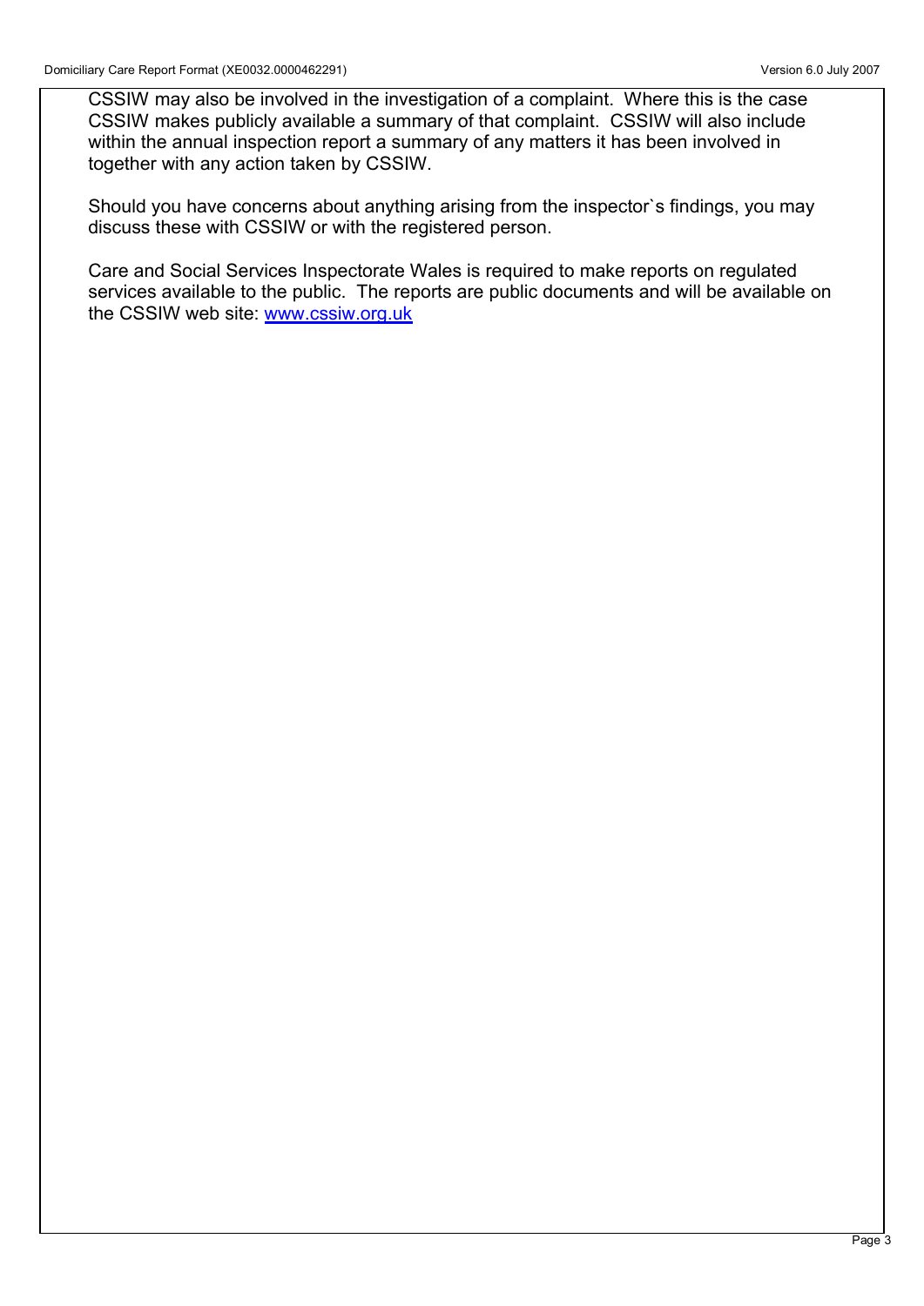CSSIW may also be involved in the investigation of a complaint. Where this is the case CSSIW makes publicly available a summary of that complaint. CSSIW will also include within the annual inspection report a summary of any matters it has been involved in together with any action taken by CSSIW.

Should you have concerns about anything arising from the inspector`s findings, you may discuss these with CSSIW or with the registered person.

Care and Social Services Inspectorate Wales is required to make reports on regulated services available to the public. The reports are public documents and will be available on the CSSIW web site: www.cssiw.org.uk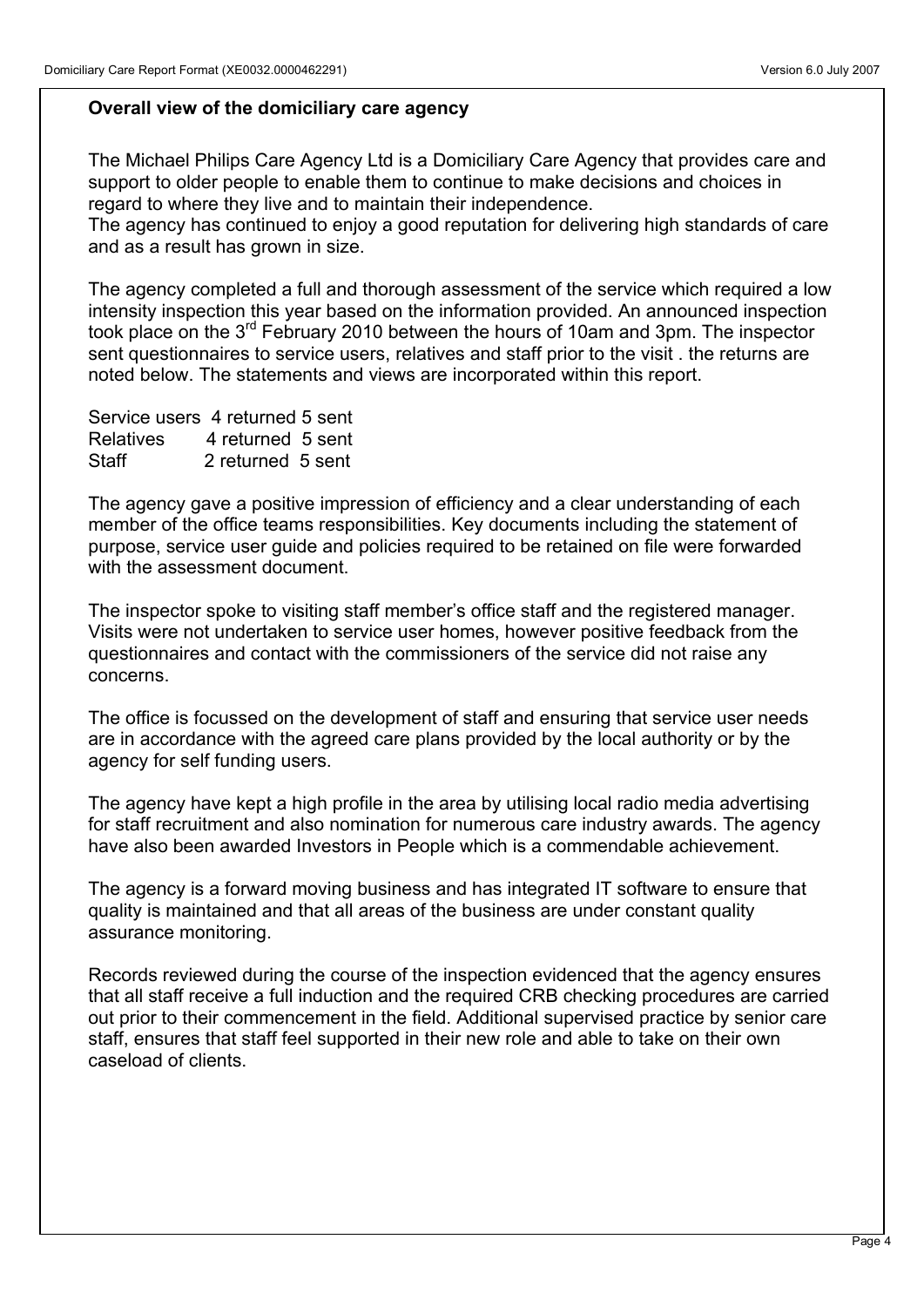**Overall view of the domiciliary care agency**

The Michael Philips Care Agency Ltd is a Domiciliary Care Agency that provides care and support to older people to enable them to continue to make decisions and choices in regard to where they live and to maintain their independence.
The agency has continued to enjoy a good reputation for delivering high standards of care and as a result has grown in size.

The agency completed a full and thorough assessment of the service which required a low intensity inspection this year based on the information provided. An announced inspection took place on the 3rd February 2010 between the hours of 10am and 3pm. The inspector sent questionnaires to service users, relatives and staff prior to the visit . the returns are noted below. The statements and views are incorporated within this report.

Service users 4 returned 5 sent
Relatives 4 returned 5 sent
Staff 2 returned 5 sent

The agency gave a positive impression of efficiency and a clear understanding of each member of the office teams responsibilities. Key documents including the statement of purpose, service user guide and policies required to be retained on file were forwarded with the assessment document.

The inspector spoke to visiting staff member's office staff and the registered manager. Visits were not undertaken to service user homes, however positive feedback from the questionnaires and contact with the commissioners of the service did not raise any concerns.

The office is focussed on the development of staff and ensuring that service user needs are in accordance with the agreed care plans provided by the local authority or by the agency for self funding users.

The agency have kept a high profile in the area by utilising local radio media advertising for staff recruitment and also nomination for numerous care industry awards. The agency have also been awarded Investors in People which is a commendable achievement.

The agency is a forward moving business and has integrated IT software to ensure that quality is maintained and that all areas of the business are under constant quality assurance monitoring.

Records reviewed during the course of the inspection evidenced that the agency ensures that all staff receive a full induction and the required CRB checking procedures are carried out prior to their commencement in the field. Additional supervised practice by senior care staff, ensures that staff feel supported in their new role and able to take on their own caseload of clients.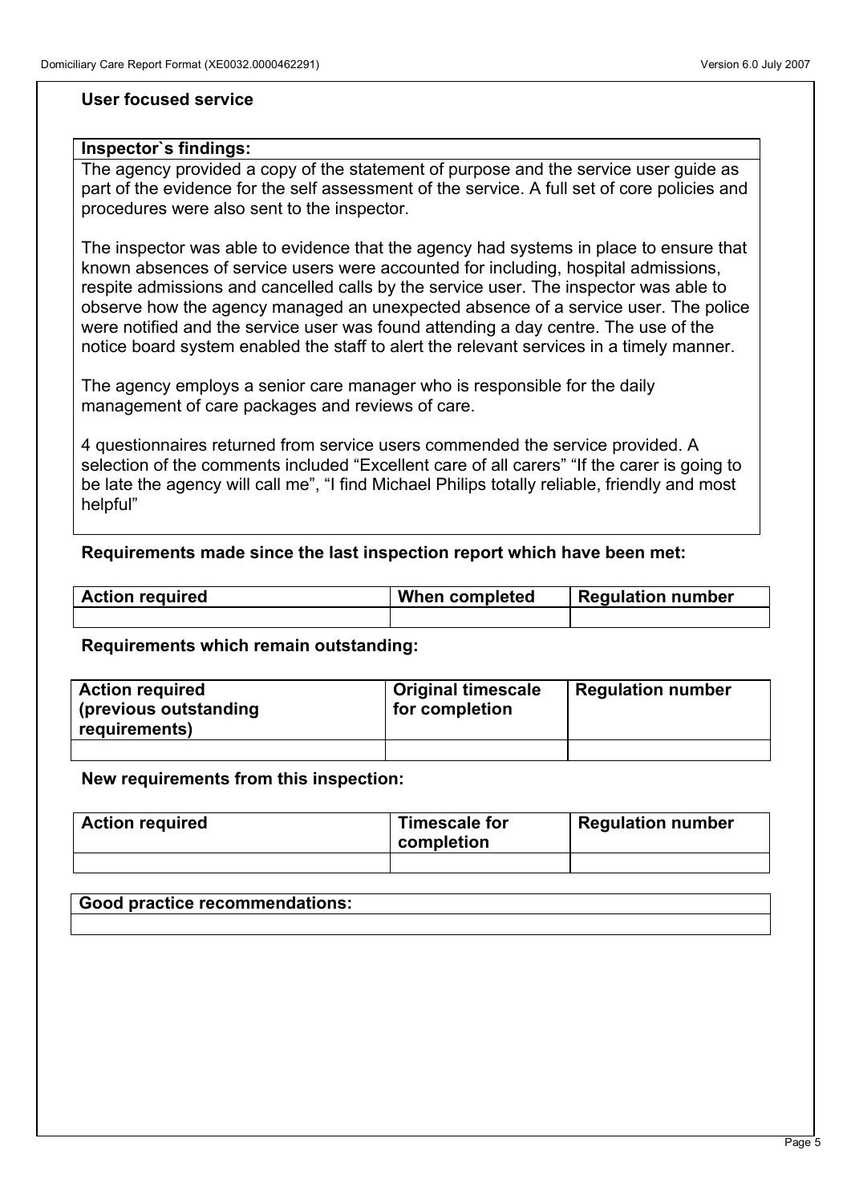## User focused service

**Inspector`s findings:**

The agency provided a copy of the statement of purpose and the service user guide as part of the evidence for the self assessment of the service. A full set of core policies and procedures were also sent to the inspector.

The inspector was able to evidence that the agency had systems in place to ensure that known absences of service users were accounted for including, hospital admissions, respite admissions and cancelled calls by the service user. The inspector was able to observe how the agency managed an unexpected absence of a service user. The police were notified and the service user was found attending a day centre. The use of the notice board system enabled the staff to alert the relevant services in a timely manner.

The agency employs a senior care manager who is responsible for the daily management of care packages and reviews of care.

4 questionnaires returned from service users commended the service provided. A selection of the comments included "Excellent care of all carers" "If the carer is going to be late the agency will call me", "I find Michael Philips totally reliable, friendly and most helpful"

**Requirements made since the last inspection report which have been met:**

| Action required | When completed | Regulation number |
|---|---|---|
| | | |

**Requirements which remain outstanding:**

| Action required (previous outstanding requirements) | Original timescale for completion | Regulation number |
|---|---|---|
| | | |

**New requirements from this inspection:**

| Action required | Timescale for completion | Regulation number |
|---|---|---|
| | | |

| Good practice recommendations: |
|---|
| |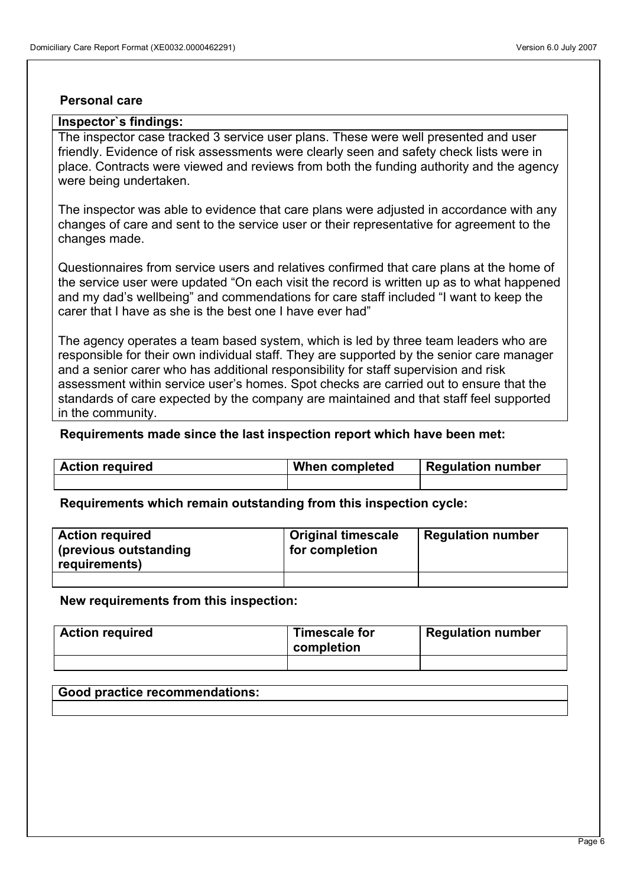### Personal care

**Inspector`s findings:**

The inspector case tracked 3 service user plans. These were well presented and user friendly. Evidence of risk assessments were clearly seen and safety check lists were in place. Contracts were viewed and reviews from both the funding authority and the agency were being undertaken.

The inspector was able to evidence that care plans were adjusted in accordance with any changes of care and sent to the service user or their representative for agreement to the changes made.

Questionnaires from service users and relatives confirmed that care plans at the home of the service user were updated "On each visit the record is written up as to what happened and my dad's wellbeing" and commendations for care staff included "I want to keep the carer that I have as she is the best one I have ever had"

The agency operates a team based system, which is led by three team leaders who are responsible for their own individual staff. They are supported by the senior care manager and a senior carer who has additional responsibility for staff supervision and risk assessment within service user's homes. Spot checks are carried out to ensure that the standards of care expected by the company are maintained and that staff feel supported in the community.

**Requirements made since the last inspection report which have been met:**

| Action required | When completed | Regulation number |
|---|---|---|
| | | |

**Requirements which remain outstanding from this inspection cycle:**

| Action required (previous outstanding requirements) | Original timescale for completion | Regulation number |
|---|---|---|
| | | |

**New requirements from this inspection:**

| Action required | Timescale for completion | Regulation number |
|---|---|---|
| | | |

| Good practice recommendations: |
|---|
| |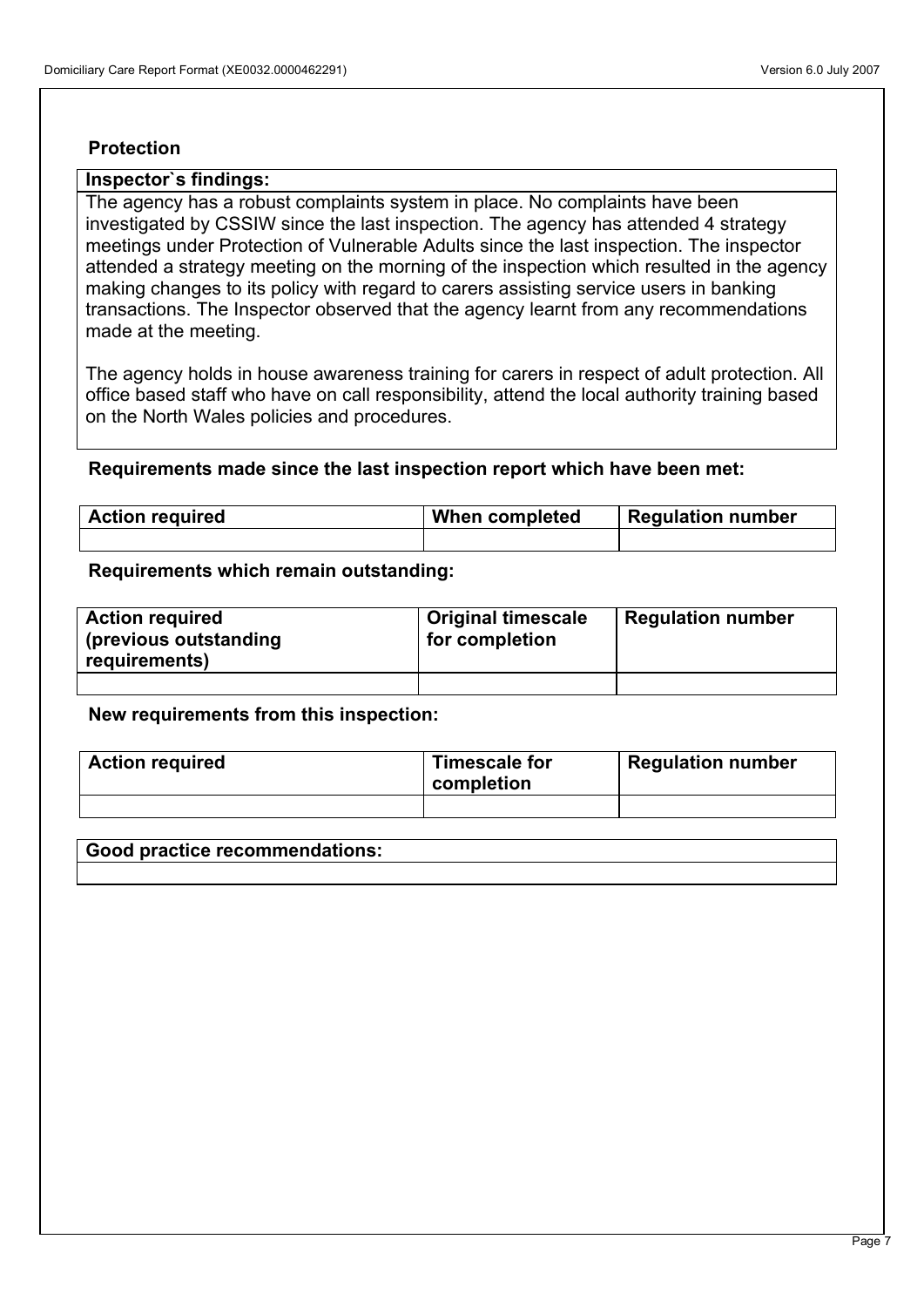## Protection

| Inspector`s findings: |
| --- |
| The agency has a robust complaints system in place. No complaints have been investigated by CSSIW since the last inspection. The agency has attended 4 strategy meetings under Protection of Vulnerable Adults since the last inspection. The inspector attended a strategy meeting on the morning of the inspection which resulted in the agency making changes to its policy with regard to carers assisting service users in banking transactions. The Inspector observed that the agency learnt from any recommendations made at the meeting.<br><br>The agency holds in house awareness training for carers in respect of adult protection. All office based staff who have on call responsibility, attend the local authority training based on the North Wales policies and procedures. |

**Requirements made since the last inspection report which have been met:**

| Action required | When completed | Regulation number |
| --- | --- | --- |
| | | |

**Requirements which remain outstanding:**

| Action required (previous outstanding requirements) | Original timescale for completion | Regulation number |
| --- | --- | --- |
| | | |

**New requirements from this inspection:**

| Action required | Timescale for completion | Regulation number |
| --- | --- | --- |
| | | |

| Good practice recommendations: |
| --- |
| |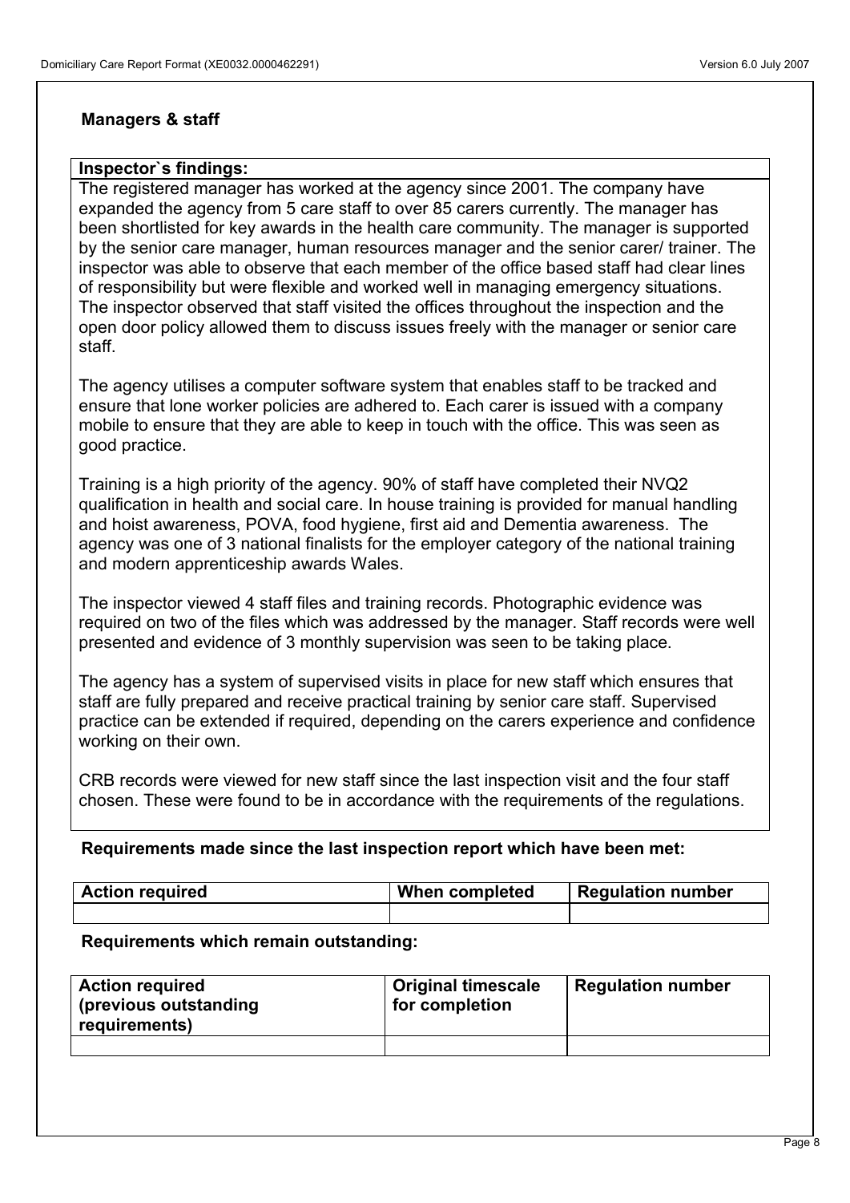## Managers & staff

**Inspector`s findings:**

The registered manager has worked at the agency since 2001. The company have expanded the agency from 5 care staff to over 85 carers currently. The manager has been shortlisted for key awards in the health care community. The manager is supported by the senior care manager, human resources manager and the senior carer/ trainer. The inspector was able to observe that each member of the office based staff had clear lines of responsibility but were flexible and worked well in managing emergency situations. The inspector observed that staff visited the offices throughout the inspection and the open door policy allowed them to discuss issues freely with the manager or senior care staff.

The agency utilises a computer software system that enables staff to be tracked and ensure that lone worker policies are adhered to. Each carer is issued with a company mobile to ensure that they are able to keep in touch with the office. This was seen as good practice.

Training is a high priority of the agency. 90% of staff have completed their NVQ2 qualification in health and social care. In house training is provided for manual handling and hoist awareness, POVA, food hygiene, first aid and Dementia awareness. The agency was one of 3 national finalists for the employer category of the national training and modern apprenticeship awards Wales.

The inspector viewed 4 staff files and training records. Photographic evidence was required on two of the files which was addressed by the manager. Staff records were well presented and evidence of 3 monthly supervision was seen to be taking place.

The agency has a system of supervised visits in place for new staff which ensures that staff are fully prepared and receive practical training by senior care staff. Supervised practice can be extended if required, depending on the carers experience and confidence working on their own.

CRB records were viewed for new staff since the last inspection visit and the four staff chosen. These were found to be in accordance with the requirements of the regulations.

**Requirements made since the last inspection report which have been met:**

| Action required | When completed | Regulation number |
| --- | --- | --- |
| | | |

**Requirements which remain outstanding:**

| Action required (previous outstanding requirements) | Original timescale for completion | Regulation number |
| --- | --- | --- |
| | | |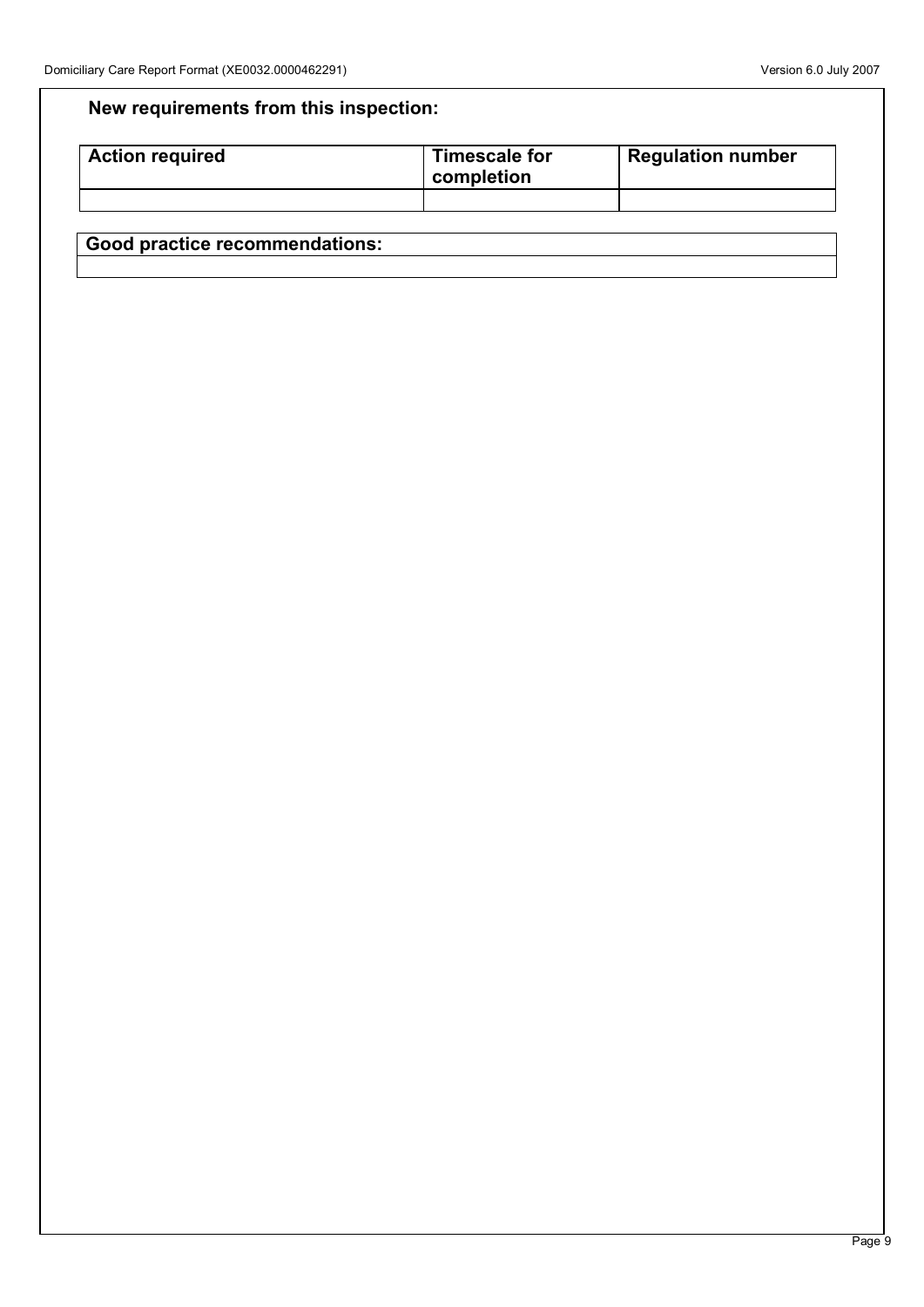## New requirements from this inspection:

| Action required | Timescale for completion | Regulation number |
| --- | --- | --- |
| | | |

| Good practice recommendations: |
| --- |
| |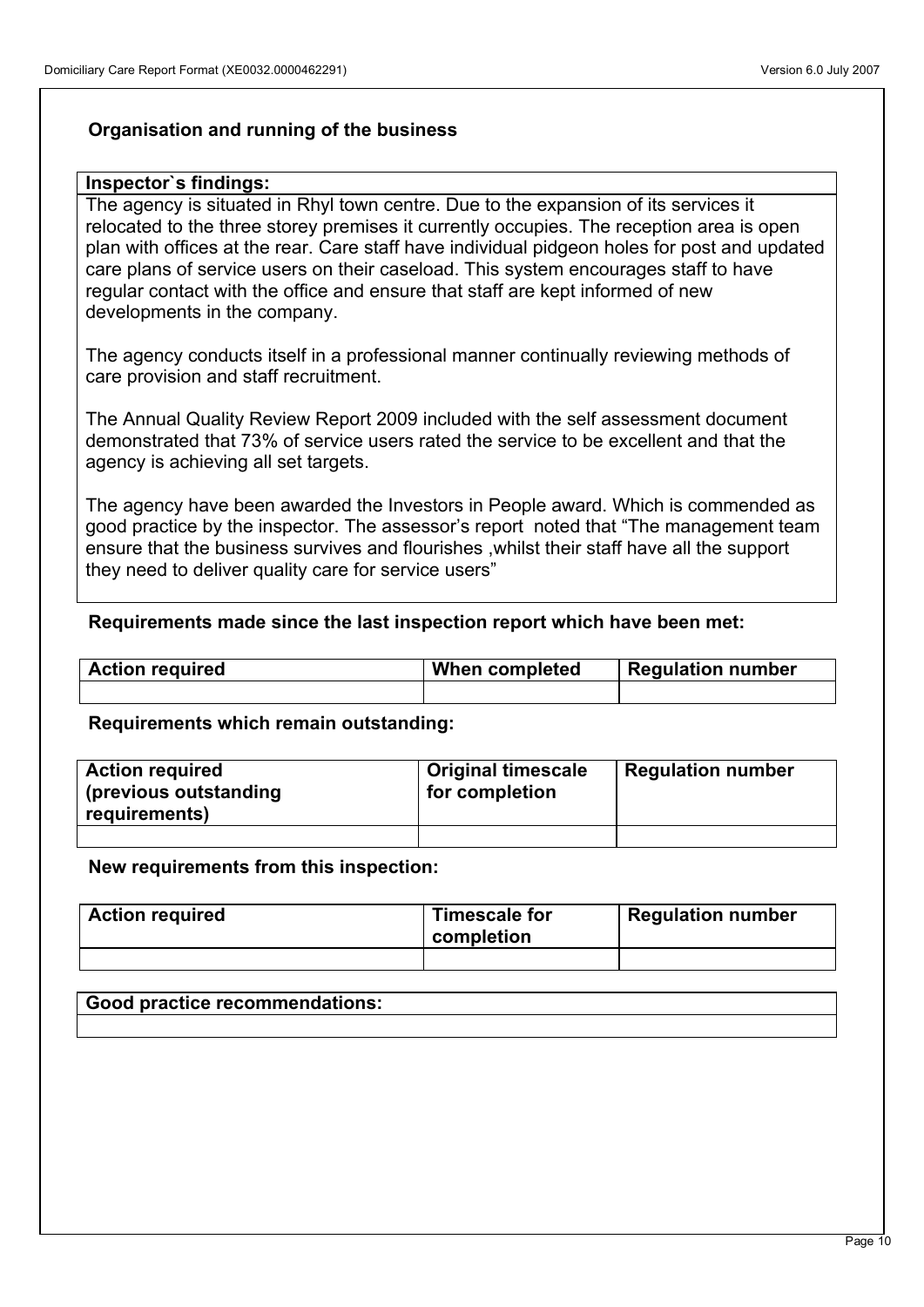## Organisation and running of the business

| Inspector`s findings: |
|---|
| The agency is situated in Rhyl town centre. Due to the expansion of its services it relocated to the three storey premises it currently occupies. The reception area is open plan with offices at the rear. Care staff have individual pidgeon holes for post and updated care plans of service users on their caseload. This system encourages staff to have regular contact with the office and ensure that staff are kept informed of new developments in the company.<br><br>The agency conducts itself in a professional manner continually reviewing methods of care provision and staff recruitment.<br><br>The Annual Quality Review Report 2009 included with the self assessment document demonstrated that 73% of service users rated the service to be excellent and that the agency is achieving all set targets.<br><br>The agency have been awarded the Investors in People award. Which is commended as good practice by the inspector. The assessor's report noted that "The management team ensure that the business survives and flourishes ,whilst their staff have all the support they need to deliver quality care for service users" |

**Requirements made since the last inspection report which have been met:**

| Action required | When completed | Regulation number |
|---|---|---|
| | | |

**Requirements which remain outstanding:**

| Action required (previous outstanding requirements) | Original timescale for completion | Regulation number |
|---|---|---|
| | | |

**New requirements from this inspection:**

| Action required | Timescale for completion | Regulation number |
|---|---|---|
| | | |

| Good practice recommendations: |
|---|
| |